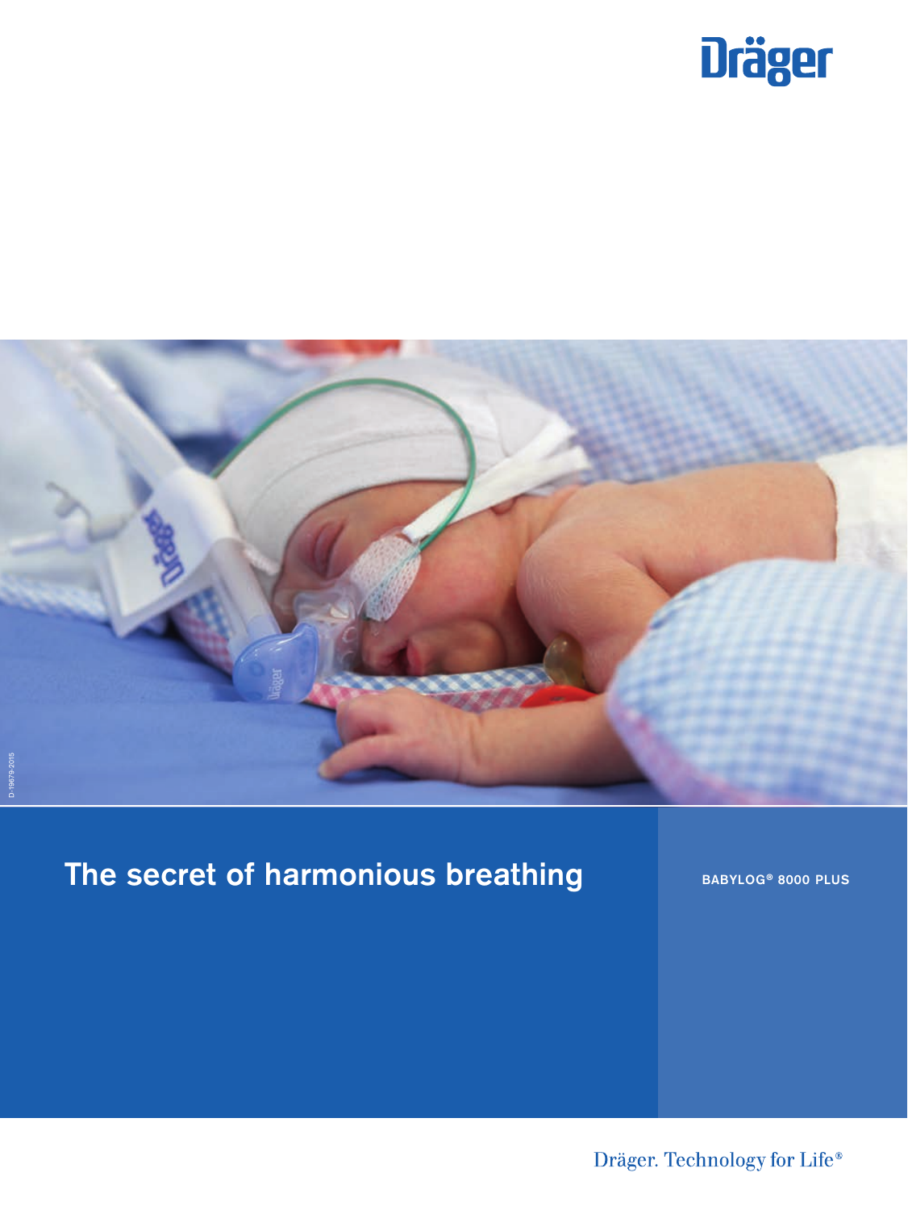# The secret of harmonious breathing

BABYLOG® 8000 PLUS

Dräger. Technology for Life®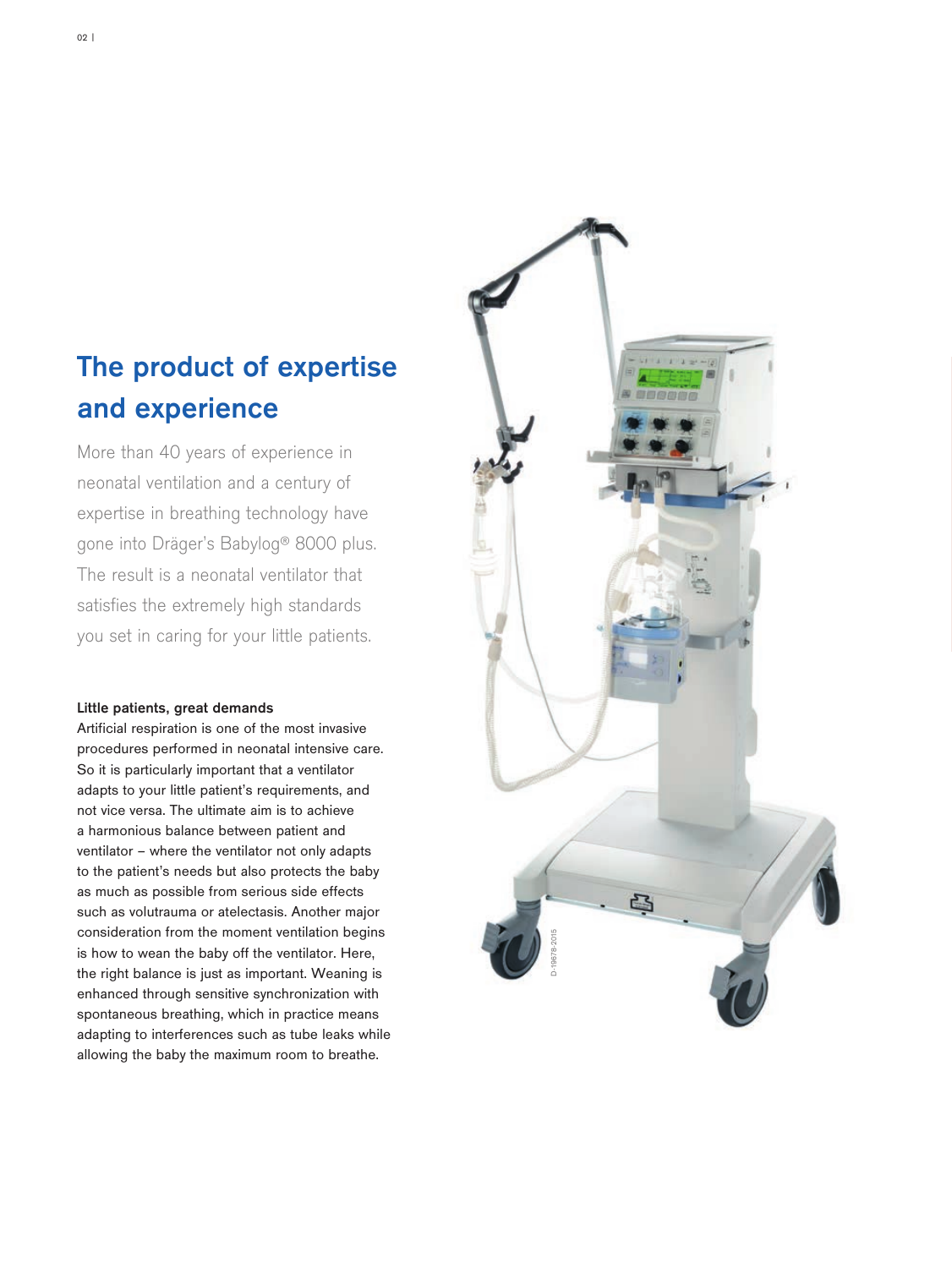# The product of expertise and experience

More than 40 years of experience in neonatal ventilation and a century of expertise in breathing technology have gone into Dräger's Babylog® 8000 plus. The result is a neonatal ventilator that satisfies the extremely high standards you set in caring for your little patients.

**Little patients, great demands**

Artificial respiration is one of the most invasive procedures performed in neonatal intensive care. So it is particularly important that a ventilator adapts to your little patient's requirements, and not vice versa. The ultimate aim is to achieve a harmonious balance between patient and ventilator – where the ventilator not only adapts to the patient's needs but also protects the baby as much as possible from serious side effects such as volutrauma or atelectasis. Another major consideration from the moment ventilation begins is how to wean the baby off the ventilator. Here, the right balance is just as important. Weaning is enhanced through sensitive synchronization with spontaneous breathing, which in practice means adapting to interferences such as tube leaks while allowing the baby the maximum room to breathe.

D-19678-2015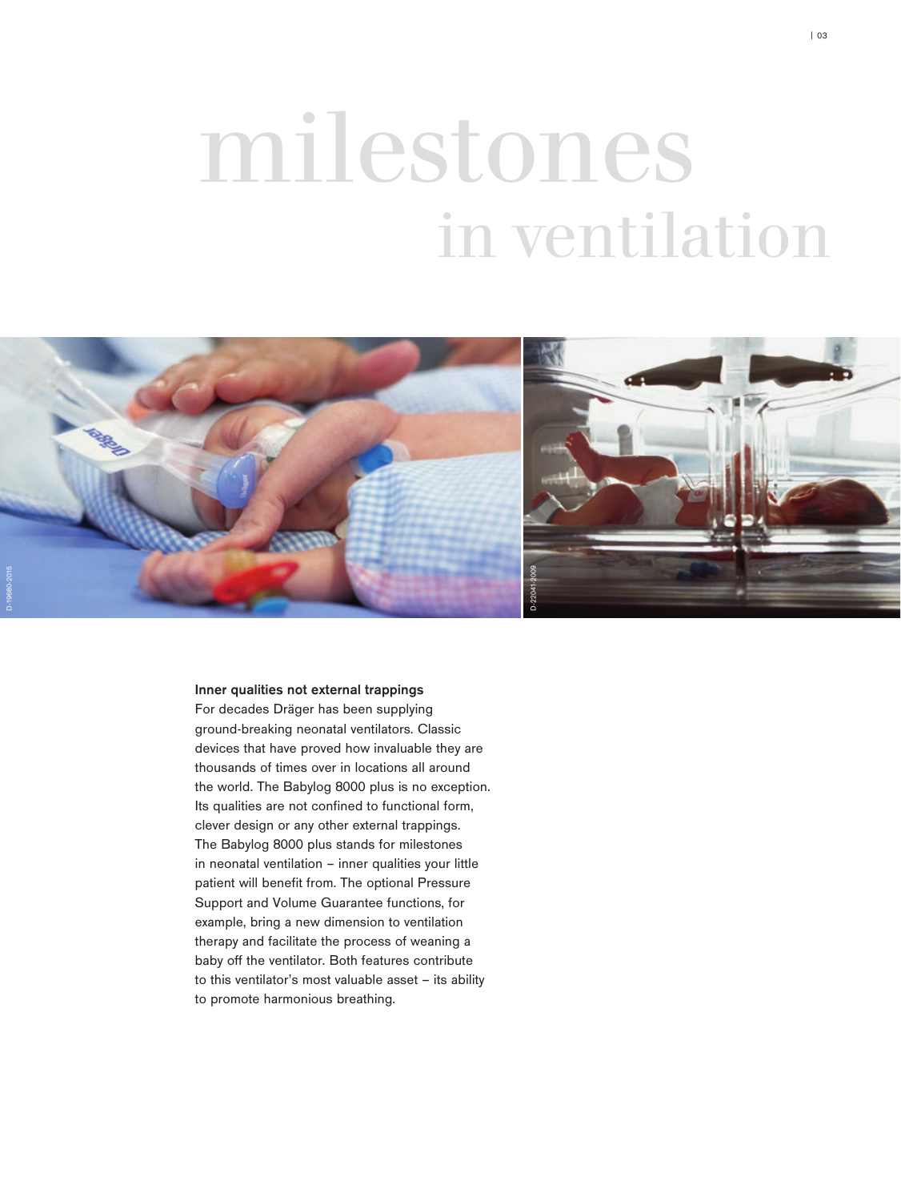# milestones in ventilation

**Inner qualities not external trappings**

For decades Dräger has been supplying ground-breaking neonatal ventilators. Classic devices that have proved how invaluable they are thousands of times over in locations all around the world. The Babylog 8000 plus is no exception. Its qualities are not confined to functional form, clever design or any other external trappings. The Babylog 8000 plus stands for milestones in neonatal ventilation – inner qualities your little patient will benefit from. The optional Pressure Support and Volume Guarantee functions, for example, bring a new dimension to ventilation therapy and facilitate the process of weaning a baby off the ventilator. Both features contribute to this ventilator's most valuable asset – its ability to promote harmonious breathing.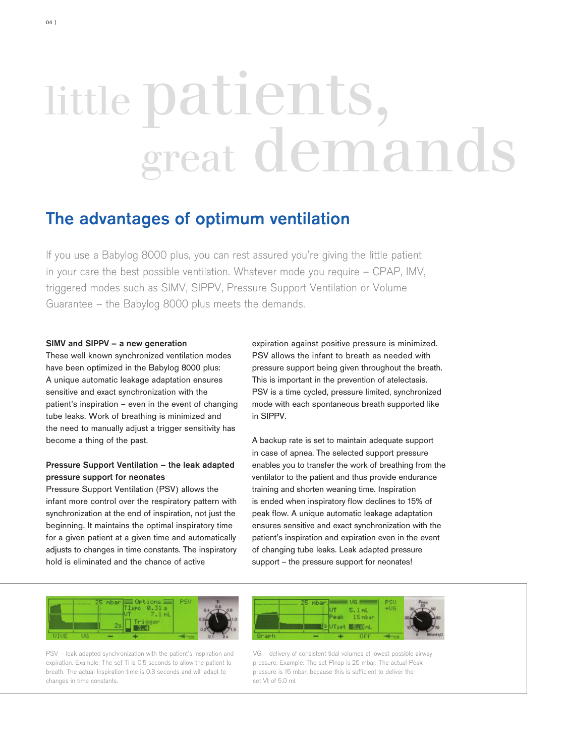# little patients, great demands

## The advantages of optimum ventilation

If you use a Babylog 8000 plus, you can rest assured you're giving the little patient in your care the best possible ventilation. Whatever mode you require – CPAP, IMV, triggered modes such as SIMV, SIPPV, Pressure Support Ventilation or Volume Guarantee – the Babylog 8000 plus meets the demands.

**SIMV and SIPPV – a new generation**

These well known synchronized ventilation modes have been optimized in the Babylog 8000 plus: A unique automatic leakage adaptation ensures sensitive and exact synchronization with the patient's inspiration – even in the event of changing tube leaks. Work of breathing is minimized and the need to manually adjust a trigger sensitivity has become a thing of the past.

**Pressure Support Ventilation – the leak adapted pressure support for neonates**

Pressure Support Ventilation (PSV) allows the infant more control over the respiratory pattern with synchronization at the end of inspiration, not just the beginning. It maintains the optimal inspiratory time for a given patient at a given time and automatically adjusts to changes in time constants. The inspiratory hold is eliminated and the chance of active expiration against positive pressure is minimized. PSV allows the infant to breath as needed with pressure support being given throughout the breath. This is important in the prevention of atelectasis. PSV is a time cycled, pressure limited, synchronized mode with each spontaneous breath supported like in SIPPV.

A backup rate is set to maintain adequate support in case of apnea. The selected support pressure enables you to transfer the work of breathing from the ventilator to the patient and thus provide endurance training and shorten weaning time. Inspiration is ended when inspiratory flow declines to 15% of peak flow. A unique automatic leakage adaptation ensures sensitive and exact synchronization with the patient's inspiration and expiration even in the event of changing tube leaks. Leak adapted pressure support – the pressure support for neonates!

PSV – leak adapted synchronization with the patient's inspiration and expiration. Example: The set Ti is 0.5 seconds to allow the patient to breath. The actual Inspiration time is 0.3 seconds and will adapt to changes in time constants.

VG – delivery of consistent tidal volumes at lowest possible airway pressure. Example: The set Pinsp is 25 mbar. The actual Peak pressure is 15 mbar, because this is sufficient to deliver the set Vt of 5.0 ml.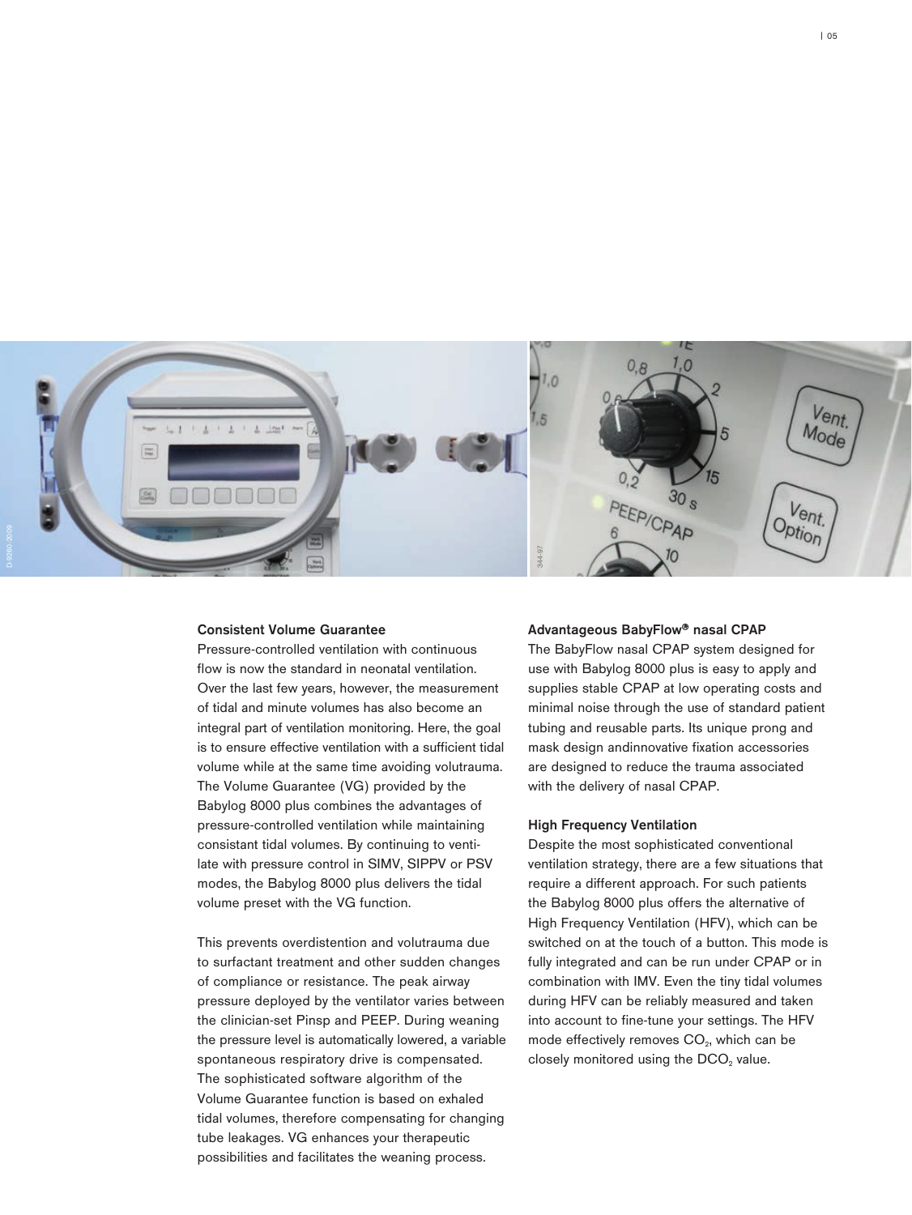### Consistent Volume Guarantee

Pressure-controlled ventilation with continuous flow is now the standard in neonatal ventilation. Over the last few years, however, the measurement of tidal and minute volumes has also become an integral part of ventilation monitoring. Here, the goal is to ensure effective ventilation with a sufficient tidal volume while at the same time avoiding volutrauma. The Volume Guarantee (VG) provided by the Babylog 8000 plus combines the advantages of pressure-controlled ventilation while maintaining consistant tidal volumes. By continuing to ventilate with pressure control in SIMV, SIPPV or PSV modes, the Babylog 8000 plus delivers the tidal volume preset with the VG function.

This prevents overdistention and volutrauma due to surfactant treatment and other sudden changes of compliance or resistance. The peak airway pressure deployed by the ventilator varies between the clinician-set Pinsp and PEEP. During weaning the pressure level is automatically lowered, a variable spontaneous respiratory drive is compensated. The sophisticated software algorithm of the Volume Guarantee function is based on exhaled tidal volumes, therefore compensating for changing tube leakages. VG enhances your therapeutic possibilities and facilitates the weaning process.

### Advantageous BabyFlow® nasal CPAP

The BabyFlow nasal CPAP system designed for use with Babylog 8000 plus is easy to apply and supplies stable CPAP at low operating costs and minimal noise through the use of standard patient tubing and reusable parts. Its unique prong and mask design andinnovative fixation accessories are designed to reduce the trauma associated with the delivery of nasal CPAP.

### High Frequency Ventilation

Despite the most sophisticated conventional ventilation strategy, there are a few situations that require a different approach. For such patients the Babylog 8000 plus offers the alternative of High Frequency Ventilation (HFV), which can be switched on at the touch of a button. This mode is fully integrated and can be run under CPAP or in combination with IMV. Even the tiny tidal volumes during HFV can be reliably measured and taken into account to fine-tune your settings. The HFV mode effectively removes $CO_2$, which can be closely monitored using the $DCO_2$ value.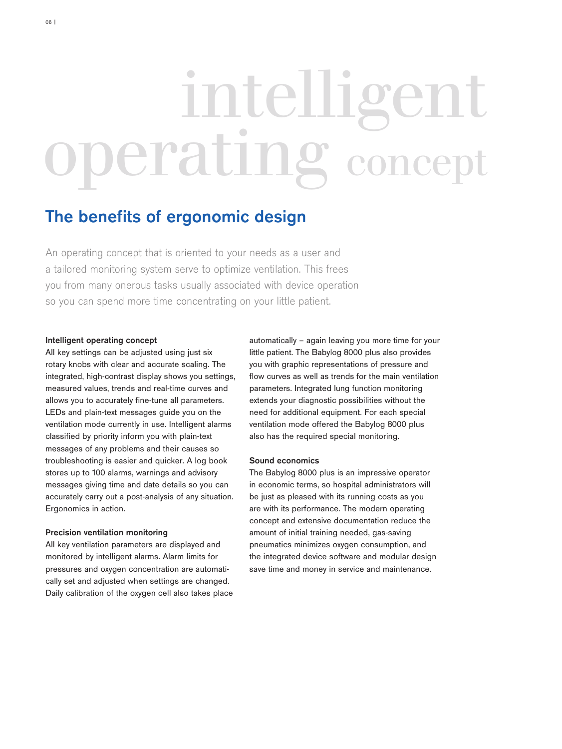# intelligent operating concept

## The benefits of ergonomic design

An operating concept that is oriented to your needs as a user and a tailored monitoring system serve to optimize ventilation. This frees you from many onerous tasks usually associated with device operation so you can spend more time concentrating on your little patient.

**Intelligent operating concept**
All key settings can be adjusted using just six rotary knobs with clear and accurate scaling. The integrated, high-contrast display shows you settings, measured values, trends and real-time curves and allows you to accurately fine-tune all parameters. LEDs and plain-text messages guide you on the ventilation mode currently in use. Intelligent alarms classified by priority inform you with plain-text messages of any problems and their causes so troubleshooting is easier and quicker. A log book stores up to 100 alarms, warnings and advisory messages giving time and date details so you can accurately carry out a post-analysis of any situation. Ergonomics in action.

**Precision ventilation monitoring**
All key ventilation parameters are displayed and monitored by intelligent alarms. Alarm limits for pressures and oxygen concentration are automatically set and adjusted when settings are changed. Daily calibration of the oxygen cell also takes place automatically – again leaving you more time for your little patient. The Babylog 8000 plus also provides you with graphic representations of pressure and flow curves as well as trends for the main ventilation parameters. Integrated lung function monitoring extends your diagnostic possibilities without the need for additional equipment. For each special ventilation mode offered the Babylog 8000 plus also has the required special monitoring.

**Sound economics**
The Babylog 8000 plus is an impressive operator in economic terms, so hospital administrators will be just as pleased with its running costs as you are with its performance. The modern operating concept and extensive documentation reduce the amount of initial training needed, gas-saving pneumatics minimizes oxygen consumption, and the integrated device software and modular design save time and money in service and maintenance.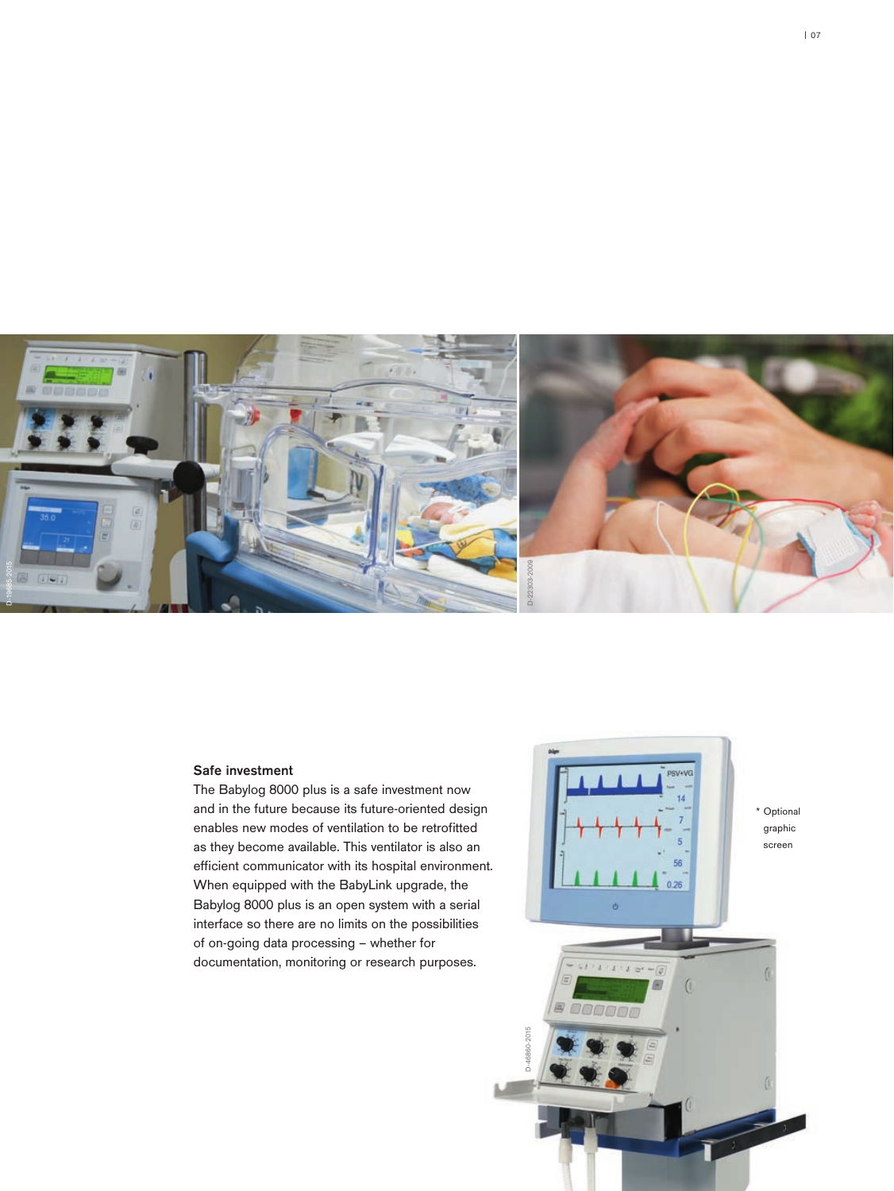### Safe investment

The Babylog 8000 plus is a safe investment now and in the future because its future-oriented design enables new modes of ventilation to be retrofitted as they become available. This ventilator is also an efficient communicator with its hospital environment. When equipped with the BabyLink upgrade, the Babylog 8000 plus is an open system with a serial interface so there are no limits on the possibilities of on-going data processing – whether for documentation, monitoring or research purposes.

\* Optional graphic screen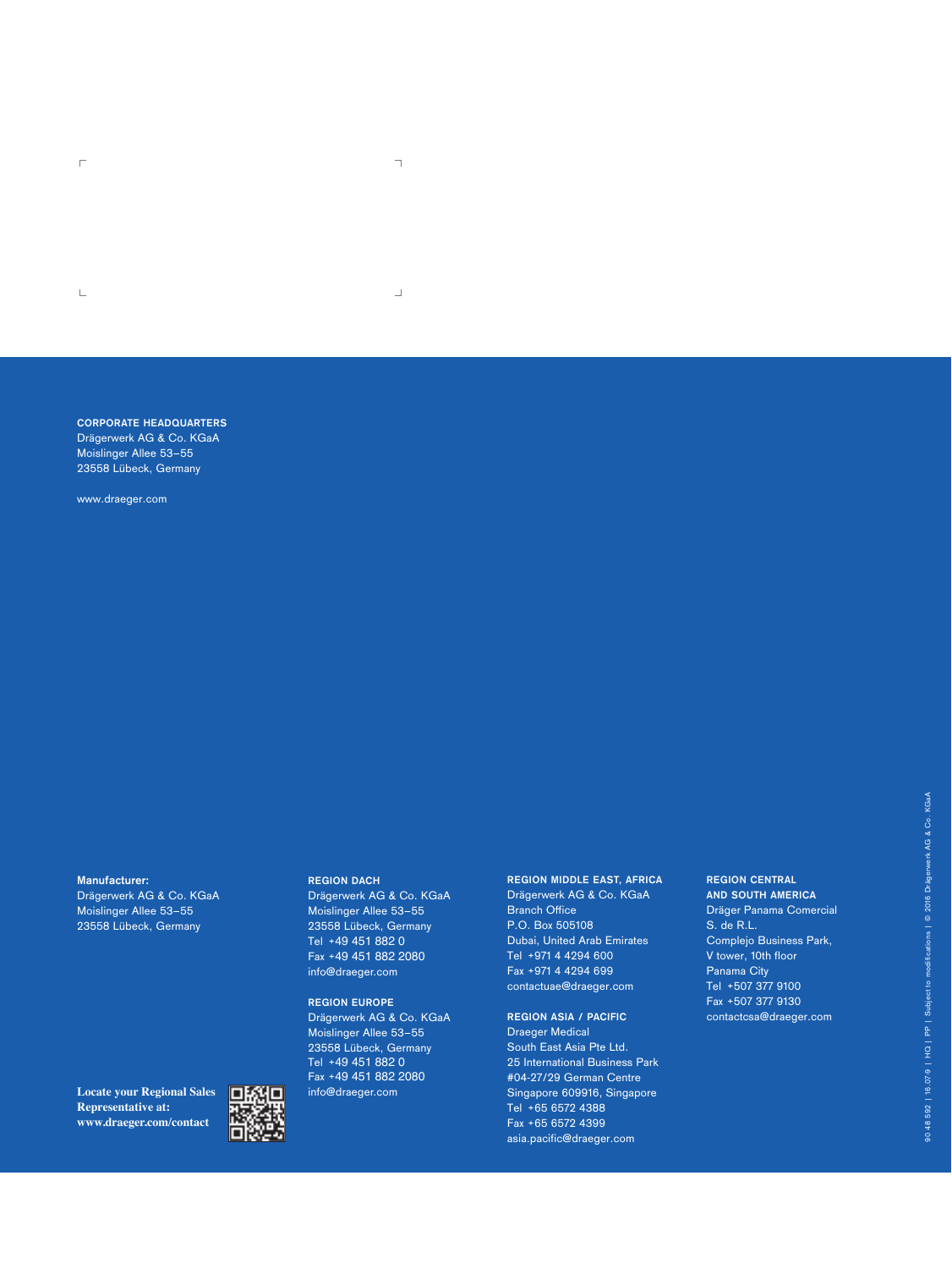**CORPORATE HEADQUARTERS**
Drägerwerk AG & Co. KGaA
Moislinger Allee 53–55
23558 Lübeck, Germany

www.draeger.com

**Manufacturer:**
Drägerwerk AG & Co. KGaA
Moislinger Allee 53–55
23558 Lübeck, Germany

**Locate your Regional Sales Representative at:**
**www.draeger.com/contact**

**REGION DACH**
Drägerwerk AG & Co. KGaA
Moislinger Allee 53–55
23558 Lübeck, Germany
Tel +49 451 882 0
Fax +49 451 882 2080
info@draeger.com

**REGION EUROPE**
Drägerwerk AG & Co. KGaA
Moislinger Allee 53–55
23558 Lübeck, Germany
Tel +49 451 882 0
Fax +49 451 882 2080
info@draeger.com

**REGION MIDDLE EAST, AFRICA**
Drägerwerk AG & Co. KGaA
Branch Office
P.O. Box 505108
Dubai, United Arab Emirates
Tel +971 4 4294 600
Fax +971 4 4294 699
contactuae@draeger.com

**REGION ASIA / PACIFIC**
Draeger Medical
South East Asia Pte Ltd.
25 International Business Park
#04-27/29 German Centre
Singapore 609916, Singapore
Tel +65 6572 4388
Fax +65 6572 4399
asia.pacific@draeger.com

**REGION CENTRAL AND SOUTH AMERICA**
Dräger Panama Comercial
S. de R.L.
Complejo Business Park,
V tower, 10th floor
Panama City
Tel +507 377 9100
Fax +507 377 9130
contactcsa@draeger.com

90 48 592 | 16.07-9 | HQ | PP | Subject to modifications | © 2016 Drägerwerk AG & Co. KGaA